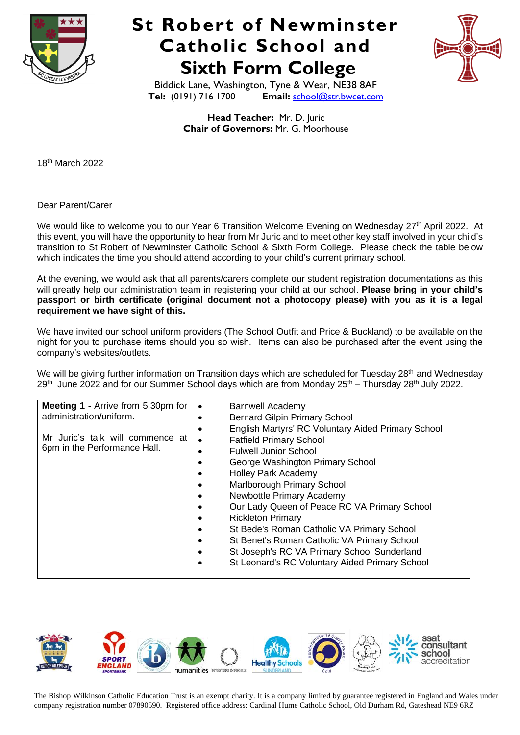# St Robert of Newminster Catholic School and Sixth Form College

Biddick Lane, Washington, Tyne & Wear, NE38 8AF
**Tel:** (0191) 716 1700 **Email:** school@str.bwcet.com

**Head Teacher:** Mr. D. Juric
**Chair of Governors:** Mr. G. Moorhouse

---

18th March 2022

Dear Parent/Carer

We would like to welcome you to our Year 6 Transition Welcome Evening on Wednesday 27th April 2022. At this event, you will have the opportunity to hear from Mr Juric and to meet other key staff involved in your child's transition to St Robert of Newminster Catholic School & Sixth Form College. Please check the table below which indicates the time you should attend according to your child's current primary school.

At the evening, we would ask that all parents/carers complete our student registration documentations as this will greatly help our administration team in registering your child at our school. **Please bring in your child's passport or birth certificate (original document not a photocopy please) with you as it is a legal requirement we have sight of this.**

We have invited our school uniform providers (The School Outfit and Price & Buckland) to be available on the night for you to purchase items should you so wish. Items can also be purchased after the event using the company's websites/outlets.

We will be giving further information on Transition days which are scheduled for Tuesday 28th and Wednesday 29th June 2022 and for our Summer School days which are from Monday 25th – Thursday 28th July 2022.

| | |
|---|---|
| **Meeting 1 -** Arrive from 5.30pm for administration/uniform.<br><br>Mr Juric's talk will commence at 6pm in the Performance Hall. | • Barnwell Academy<br>• Bernard Gilpin Primary School<br>• English Martyrs' RC Voluntary Aided Primary School<br>• Fatfield Primary School<br>• Fulwell Junior School<br>• George Washington Primary School<br>• Holley Park Academy<br>• Marlborough Primary School<br>• Newbottle Primary Academy<br>• Our Lady Queen of Peace RC VA Primary School<br>• Rickleton Primary<br>• St Bede's Roman Catholic VA Primary School<br>• St Benet's Roman Catholic VA Primary School<br>• St Joseph's RC VA Primary School Sunderland<br>• St Leonard's RC Voluntary Aided Primary School |

The Bishop Wilkinson Catholic Education Trust is an exempt charity. It is a company limited by guarantee registered in England and Wales under company registration number 07890590. Registered office address: Cardinal Hume Catholic School, Old Durham Rd, Gateshead NE9 6RZ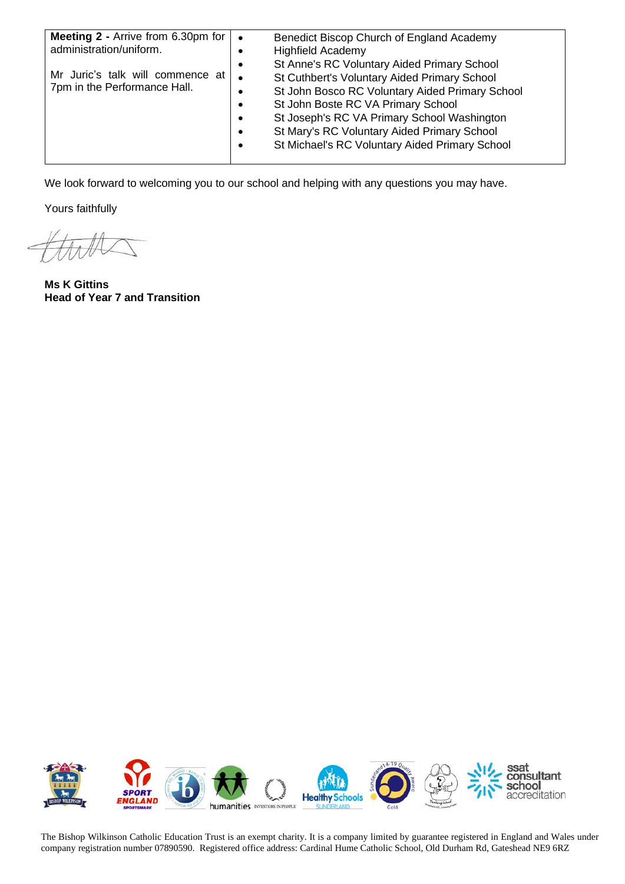| | |
|---|---|
| **Meeting 2 -** Arrive from 6.30pm for administration/uniform.<br><br>Mr Juric's talk will commence at 7pm in the Performance Hall. | • Benedict Biscop Church of England Academy<br>• Highfield Academy<br>• St Anne's RC Voluntary Aided Primary School<br>• St Cuthbert's Voluntary Aided Primary School<br>• St John Bosco RC Voluntary Aided Primary School<br>• St John Boste RC VA Primary School<br>• St Joseph's RC VA Primary School Washington<br>• St Mary's RC Voluntary Aided Primary School<br>• St Michael's RC Voluntary Aided Primary School |

We look forward to welcoming you to our school and helping with any questions you may have.

Yours faithfully

**Ms K Gittins**
**Head of Year 7 and Transition**

The Bishop Wilkinson Catholic Education Trust is an exempt charity. It is a company limited by guarantee registered in England and Wales under company registration number 07890590. Registered office address: Cardinal Hume Catholic School, Old Durham Rd, Gateshead NE9 6RZ